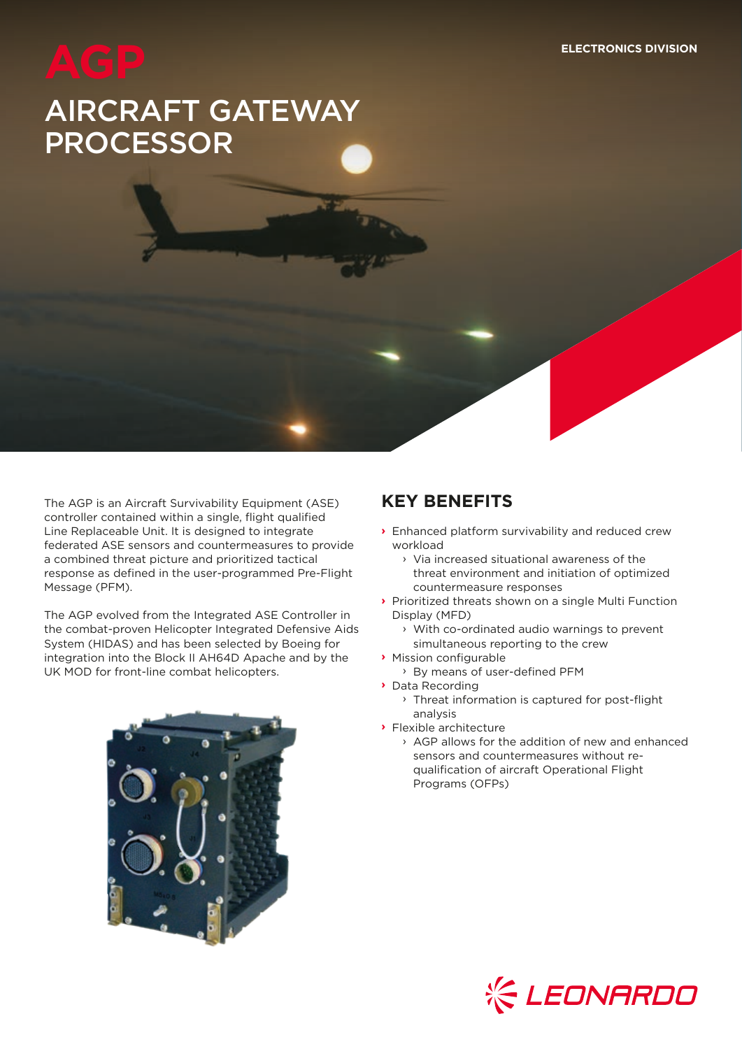# AGP

# AIRCRAFT GATEWAY PROCESSOR

ELECTRONICS DIVISION

The AGP is an Aircraft Survivability Equipment (ASE) controller contained within a single, flight qualified Line Replaceable Unit. It is designed to integrate federated ASE sensors and countermeasures to provide a combined threat picture and prioritized tactical response as defined in the user-programmed Pre-Flight Message (PFM).

The AGP evolved from the Integrated ASE Controller in the combat-proven Helicopter Integrated Defensive Aids System (HIDAS) and has been selected by Boeing for integration into the Block II AH64D Apache and by the UK MOD for front-line combat helicopters.

## KEY BENEFITS

- Enhanced platform survivability and reduced crew workload
  - Via increased situational awareness of the threat environment and initiation of optimized countermeasure responses
- Prioritized threats shown on a single Multi Function Display (MFD)
  - With co-ordinated audio warnings to prevent simultaneous reporting to the crew
- Mission configurable
  - By means of user-defined PFM
- Data Recording
  - Threat information is captured for post-flight analysis
- Flexible architecture
  - AGP allows for the addition of new and enhanced sensors and countermeasures without re-qualification of aircraft Operational Flight Programs (OFPs)

LEONARDO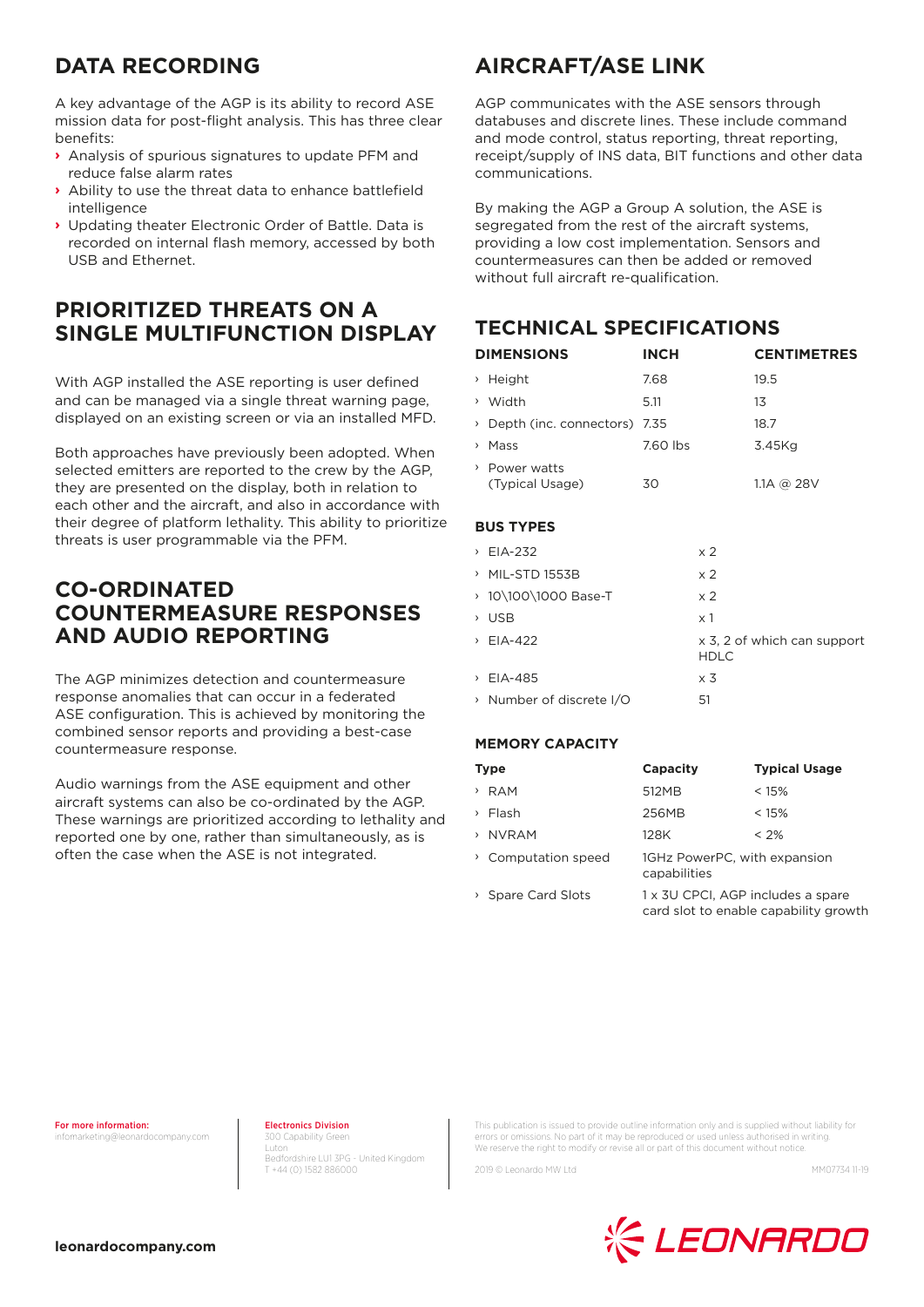## DATA RECORDING

A key advantage of the AGP is its ability to record ASE mission data for post-flight analysis. This has three clear benefits:

- Analysis of spurious signatures to update PFM and reduce false alarm rates
- Ability to use the threat data to enhance battlefield intelligence
- Updating theater Electronic Order of Battle. Data is recorded on internal flash memory, accessed by both USB and Ethernet.

## PRIORITIZED THREATS ON A SINGLE MULTIFUNCTION DISPLAY

With AGP installed the ASE reporting is user defined and can be managed via a single threat warning page, displayed on an existing screen or via an installed MFD.

Both approaches have previously been adopted. When selected emitters are reported to the crew by the AGP, they are presented on the display, both in relation to each other and the aircraft, and also in accordance with their degree of platform lethality. This ability to prioritize threats is user programmable via the PFM.

## CO-ORDINATED COUNTERMEASURE RESPONSES AND AUDIO REPORTING

The AGP minimizes detection and countermeasure response anomalies that can occur in a federated ASE configuration. This is achieved by monitoring the combined sensor reports and providing a best-case countermeasure response.

Audio warnings from the ASE equipment and other aircraft systems can also be co-ordinated by the AGP. These warnings are prioritized according to lethality and reported one by one, rather than simultaneously, as is often the case when the ASE is not integrated.

## AIRCRAFT/ASE LINK

AGP communicates with the ASE sensors through databuses and discrete lines. These include command and mode control, status reporting, threat reporting, receipt/supply of INS data, BIT functions and other data communications.

By making the AGP a Group A solution, the ASE is segregated from the rest of the aircraft systems, providing a low cost implementation. Sensors and countermeasures can then be added or removed without full aircraft re-qualification.

## TECHNICAL SPECIFICATIONS

| DIMENSIONS | INCH | CENTIMETRES |
|---|---|---|
| Height | 7.68 | 19.5 |
| Width | 5.11 | 13 |
| Depth (inc. connectors) | 7.35 | 18.7 |
| Mass | 7.60 lbs | 3.45Kg |
| Power watts (Typical Usage) | 30 | 1.1A @ 28V |

| BUS TYPES | |
|---|---|
| EIA-232 | x 2 |
| MIL-STD 1553B | x 2 |
| 10\100\1000 Base-T | x 2 |
| USB | x 1 |
| EIA-422 | x 3, 2 of which can support HDLC |
| EIA-485 | x 3 |
| Number of discrete I/O | 51 |

**MEMORY CAPACITY**

| Type | Capacity | Typical Usage |
|---|---|---|
| RAM | 512MB | < 15% |
| Flash | 256MB | < 15% |
| NVRAM | 128K | < 2% |
| Computation speed | 1GHz PowerPC, with expansion capabilities | |
| Spare Card Slots | 1 x 3U CPCI, AGP includes a spare card slot to enable capability growth | |

**For more information:**
infomarketing@leonardocompany.com

**Electronics Division**
300 Capability Green
Luton
Bedfordshire LU1 3PG - United Kingdom
T +44 (0) 1582 886000

This publication is issued to provide outline information only and is supplied without liability for errors or omissions. No part of it may be reproduced or used unless authorised in writing. We reserve the right to modify or revise all or part of this document without notice.

2019 © Leonardo MW Ltd

MM07734 11-19

**leonardocompany.com**

LEONARDO